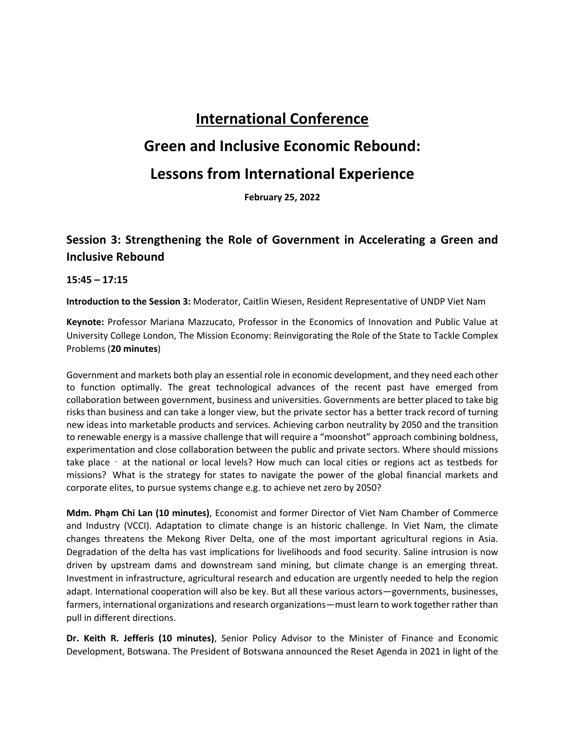# International Conference

# Green and Inclusive Economic Rebound: Lessons from International Experience

**February 25, 2022**

## Session 3: Strengthening the Role of Government in Accelerating a Green and Inclusive Rebound

**15:45 – 17:15**

**Introduction to the Session 3:** Moderator, Caitlin Wiesen, Resident Representative of UNDP Viet Nam

**Keynote:** Professor Mariana Mazzucato, Professor in the Economics of Innovation and Public Value at University College London, The Mission Economy: Reinvigorating the Role of the State to Tackle Complex Problems (**20 minutes**)

Government and markets both play an essential role in economic development, and they need each other to function optimally. The great technological advances of the recent past have emerged from collaboration between government, business and universities. Governments are better placed to take big risks than business and can take a longer view, but the private sector has a better track record of turning new ideas into marketable products and services. Achieving carbon neutrality by 2050 and the transition to renewable energy is a massive challenge that will require a "moonshot" approach combining boldness, experimentation and close collaboration between the public and private sectors. Where should missions take place ‑ at the national or local levels? How much can local cities or regions act as testbeds for missions? What is the strategy for states to navigate the power of the global financial markets and corporate elites, to pursue systems change e.g. to achieve net zero by 2050?

**Mdm. Phạm Chi Lan (10 minutes)**, Economist and former Director of Viet Nam Chamber of Commerce and Industry (VCCI). Adaptation to climate change is an historic challenge. In Viet Nam, the climate changes threatens the Mekong River Delta, one of the most important agricultural regions in Asia. Degradation of the delta has vast implications for livelihoods and food security. Saline intrusion is now driven by upstream dams and downstream sand mining, but climate change is an emerging threat. Investment in infrastructure, agricultural research and education are urgently needed to help the region adapt. International cooperation will also be key. But all these various actors—governments, businesses, farmers, international organizations and research organizations—must learn to work together rather than pull in different directions.

**Dr. Keith R. Jefferis (10 minutes)**, Senior Policy Advisor to the Minister of Finance and Economic Development, Botswana. The President of Botswana announced the Reset Agenda in 2021 in light of the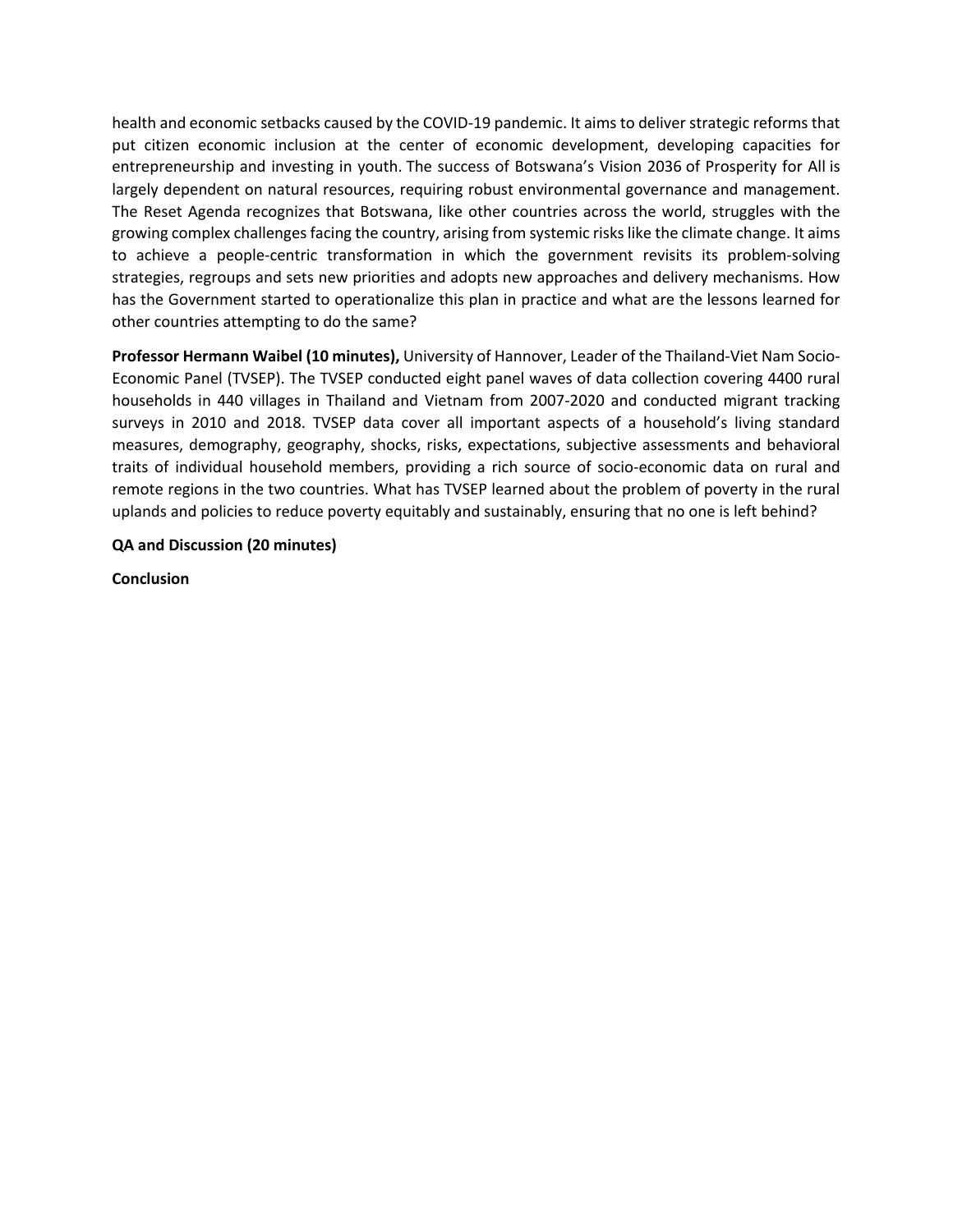health and economic setbacks caused by the COVID-19 pandemic. It aims to deliver strategic reforms that put citizen economic inclusion at the center of economic development, developing capacities for entrepreneurship and investing in youth. The success of Botswana's Vision 2036 of Prosperity for All is largely dependent on natural resources, requiring robust environmental governance and management. The Reset Agenda recognizes that Botswana, like other countries across the world, struggles with the growing complex challenges facing the country, arising from systemic risks like the climate change. It aims to achieve a people-centric transformation in which the government revisits its problem-solving strategies, regroups and sets new priorities and adopts new approaches and delivery mechanisms. How has the Government started to operationalize this plan in practice and what are the lessons learned for other countries attempting to do the same?

**Professor Hermann Waibel (10 minutes),** University of Hannover, Leader of the Thailand-Viet Nam Socio-Economic Panel (TVSEP). The TVSEP conducted eight panel waves of data collection covering 4400 rural households in 440 villages in Thailand and Vietnam from 2007-2020 and conducted migrant tracking surveys in 2010 and 2018. TVSEP data cover all important aspects of a household's living standard measures, demography, geography, shocks, risks, expectations, subjective assessments and behavioral traits of individual household members, providing a rich source of socio-economic data on rural and remote regions in the two countries. What has TVSEP learned about the problem of poverty in the rural uplands and policies to reduce poverty equitably and sustainably, ensuring that no one is left behind?

**QA and Discussion (20 minutes)**

**Conclusion**